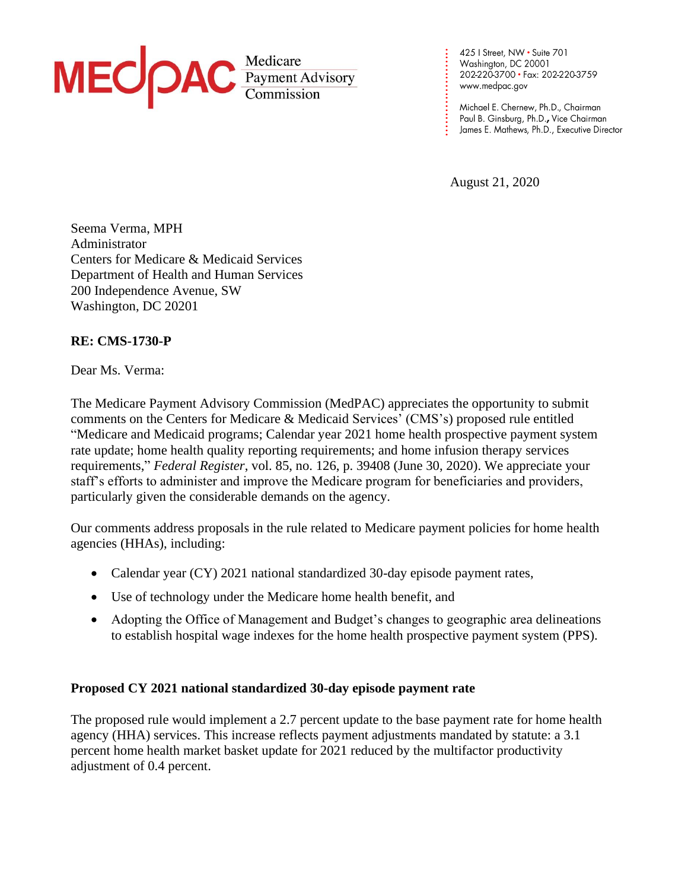**MEDPAC** Medicare Payment Advisory Commission

425 I Street, NW • Suite 701
Washington, DC 20001
202-220-3700 • Fax: 202-220-3759
www.medpac.gov

Michael E. Chernew, Ph.D., Chairman
Paul B. Ginsburg, Ph.D., Vice Chairman
James E. Mathews, Ph.D., Executive Director

August 21, 2020

Seema Verma, MPH
Administrator
Centers for Medicare & Medicaid Services
Department of Health and Human Services
200 Independence Avenue, SW
Washington, DC 20201

**RE: CMS-1730-P**

Dear Ms. Verma:

The Medicare Payment Advisory Commission (MedPAC) appreciates the opportunity to submit comments on the Centers for Medicare & Medicaid Services' (CMS's) proposed rule entitled "Medicare and Medicaid programs; Calendar year 2021 home health prospective payment system rate update; home health quality reporting requirements; and home infusion therapy services requirements," *Federal Register*, vol. 85, no. 126, p. 39408 (June 30, 2020). We appreciate your staff's efforts to administer and improve the Medicare program for beneficiaries and providers, particularly given the considerable demands on the agency.

Our comments address proposals in the rule related to Medicare payment policies for home health agencies (HHAs), including:

- Calendar year (CY) 2021 national standardized 30-day episode payment rates,
- Use of technology under the Medicare home health benefit, and
- Adopting the Office of Management and Budget's changes to geographic area delineations to establish hospital wage indexes for the home health prospective payment system (PPS).

**Proposed CY 2021 national standardized 30-day episode payment rate**

The proposed rule would implement a 2.7 percent update to the base payment rate for home health agency (HHA) services. This increase reflects payment adjustments mandated by statute: a 3.1 percent home health market basket update for 2021 reduced by the multifactor productivity adjustment of 0.4 percent.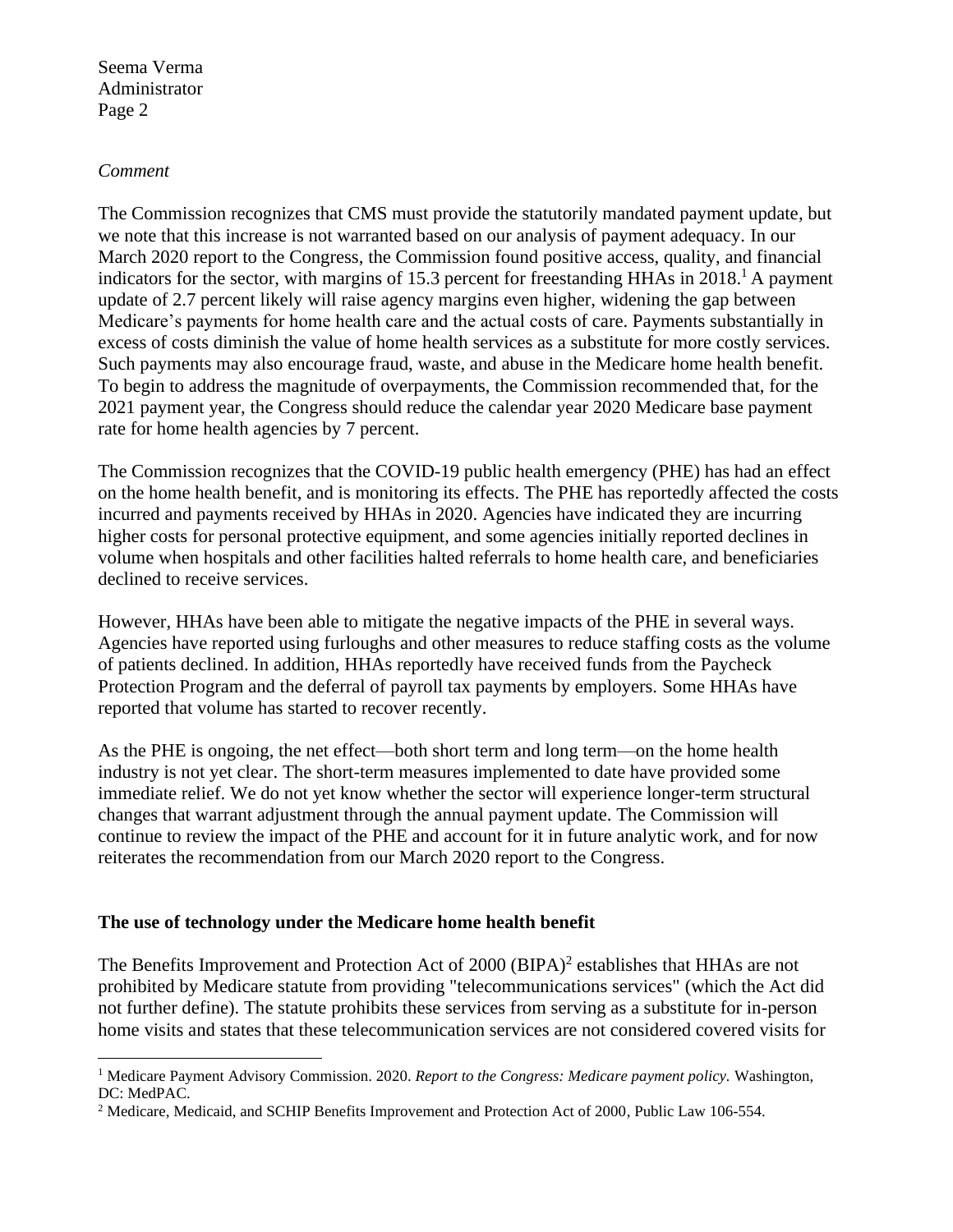*Comment*

The Commission recognizes that CMS must provide the statutorily mandated payment update, but we note that this increase is not warranted based on our analysis of payment adequacy. In our March 2020 report to the Congress, the Commission found positive access, quality, and financial indicators for the sector, with margins of 15.3 percent for freestanding HHAs in 2018.[1] A payment update of 2.7 percent likely will raise agency margins even higher, widening the gap between Medicare's payments for home health care and the actual costs of care. Payments substantially in excess of costs diminish the value of home health services as a substitute for more costly services. Such payments may also encourage fraud, waste, and abuse in the Medicare home health benefit. To begin to address the magnitude of overpayments, the Commission recommended that, for the 2021 payment year, the Congress should reduce the calendar year 2020 Medicare base payment rate for home health agencies by 7 percent.

The Commission recognizes that the COVID-19 public health emergency (PHE) has had an effect on the home health benefit, and is monitoring its effects. The PHE has reportedly affected the costs incurred and payments received by HHAs in 2020. Agencies have indicated they are incurring higher costs for personal protective equipment, and some agencies initially reported declines in volume when hospitals and other facilities halted referrals to home health care, and beneficiaries declined to receive services.

However, HHAs have been able to mitigate the negative impacts of the PHE in several ways. Agencies have reported using furloughs and other measures to reduce staffing costs as the volume of patients declined. In addition, HHAs reportedly have received funds from the Paycheck Protection Program and the deferral of payroll tax payments by employers. Some HHAs have reported that volume has started to recover recently.

As the PHE is ongoing, the net effect—both short term and long term—on the home health industry is not yet clear. The short-term measures implemented to date have provided some immediate relief. We do not yet know whether the sector will experience longer-term structural changes that warrant adjustment through the annual payment update. The Commission will continue to review the impact of the PHE and account for it in future analytic work, and for now reiterates the recommendation from our March 2020 report to the Congress.

**The use of technology under the Medicare home health benefit**

The Benefits Improvement and Protection Act of 2000 (BIPA)[2] establishes that HHAs are not prohibited by Medicare statute from providing "telecommunications services" (which the Act did not further define). The statute prohibits these services from serving as a substitute for in-person home visits and states that these telecommunication services are not considered covered visits for

---

[1] Medicare Payment Advisory Commission. 2020. *Report to the Congress: Medicare payment policy.* Washington, DC: MedPAC.

[2] Medicare, Medicaid, and SCHIP Benefits Improvement and Protection Act of 2000, Public Law 106-554.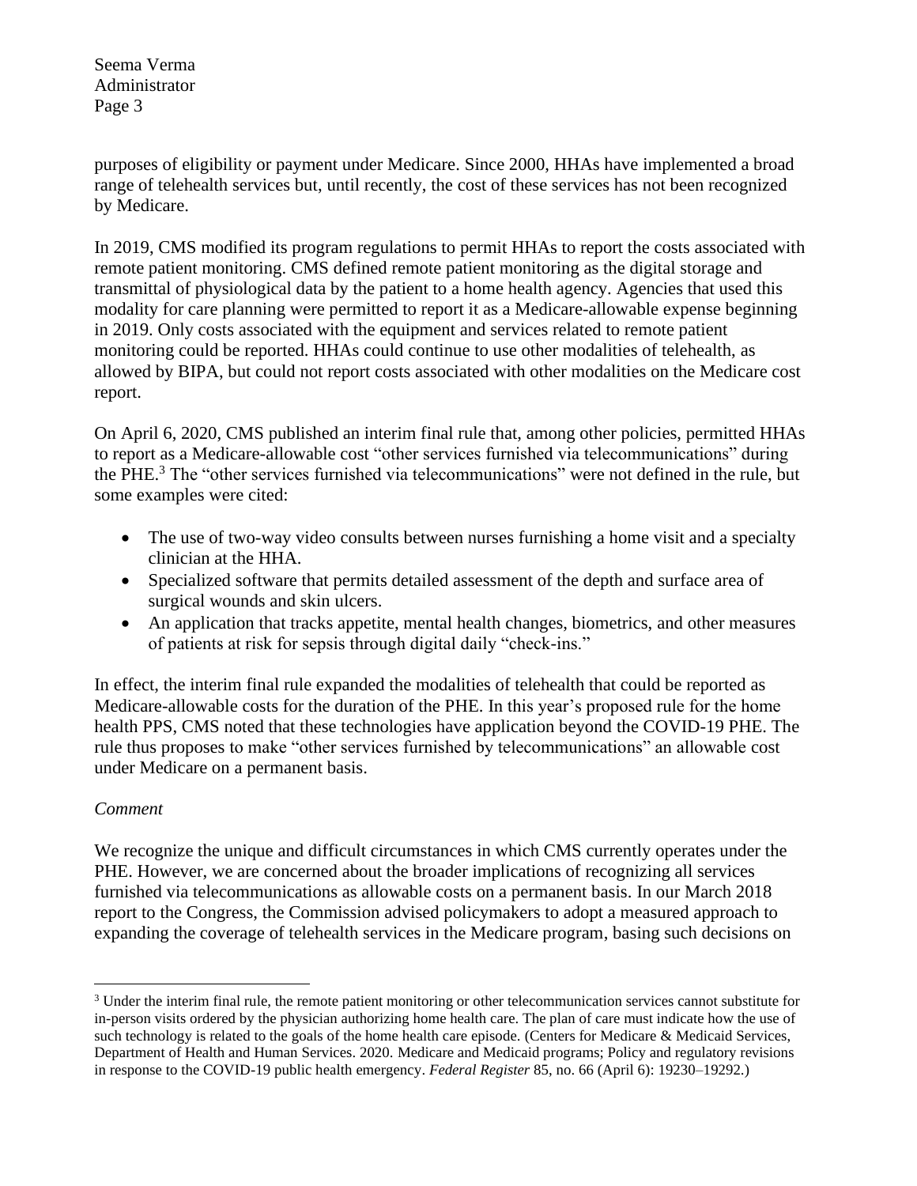purposes of eligibility or payment under Medicare. Since 2000, HHAs have implemented a broad range of telehealth services but, until recently, the cost of these services has not been recognized by Medicare.

In 2019, CMS modified its program regulations to permit HHAs to report the costs associated with remote patient monitoring. CMS defined remote patient monitoring as the digital storage and transmittal of physiological data by the patient to a home health agency. Agencies that used this modality for care planning were permitted to report it as a Medicare-allowable expense beginning in 2019. Only costs associated with the equipment and services related to remote patient monitoring could be reported. HHAs could continue to use other modalities of telehealth, as allowed by BIPA, but could not report costs associated with other modalities on the Medicare cost report.

On April 6, 2020, CMS published an interim final rule that, among other policies, permitted HHAs to report as a Medicare-allowable cost "other services furnished via telecommunications" during the PHE.[3] The "other services furnished via telecommunications" were not defined in the rule, but some examples were cited:

- The use of two-way video consults between nurses furnishing a home visit and a specialty clinician at the HHA.
- Specialized software that permits detailed assessment of the depth and surface area of surgical wounds and skin ulcers.
- An application that tracks appetite, mental health changes, biometrics, and other measures of patients at risk for sepsis through digital daily "check-ins."

In effect, the interim final rule expanded the modalities of telehealth that could be reported as Medicare-allowable costs for the duration of the PHE. In this year's proposed rule for the home health PPS, CMS noted that these technologies have application beyond the COVID-19 PHE. The rule thus proposes to make "other services furnished by telecommunications" an allowable cost under Medicare on a permanent basis.

*Comment*

We recognize the unique and difficult circumstances in which CMS currently operates under the PHE. However, we are concerned about the broader implications of recognizing all services furnished via telecommunications as allowable costs on a permanent basis. In our March 2018 report to the Congress, the Commission advised policymakers to adopt a measured approach to expanding the coverage of telehealth services in the Medicare program, basing such decisions on

---

[3] Under the interim final rule, the remote patient monitoring or other telecommunication services cannot substitute for in-person visits ordered by the physician authorizing home health care. The plan of care must indicate how the use of such technology is related to the goals of the home health care episode. (Centers for Medicare & Medicaid Services, Department of Health and Human Services. 2020. Medicare and Medicaid programs; Policy and regulatory revisions in response to the COVID-19 public health emergency. *Federal Register* 85, no. 66 (April 6): 19230–19292.)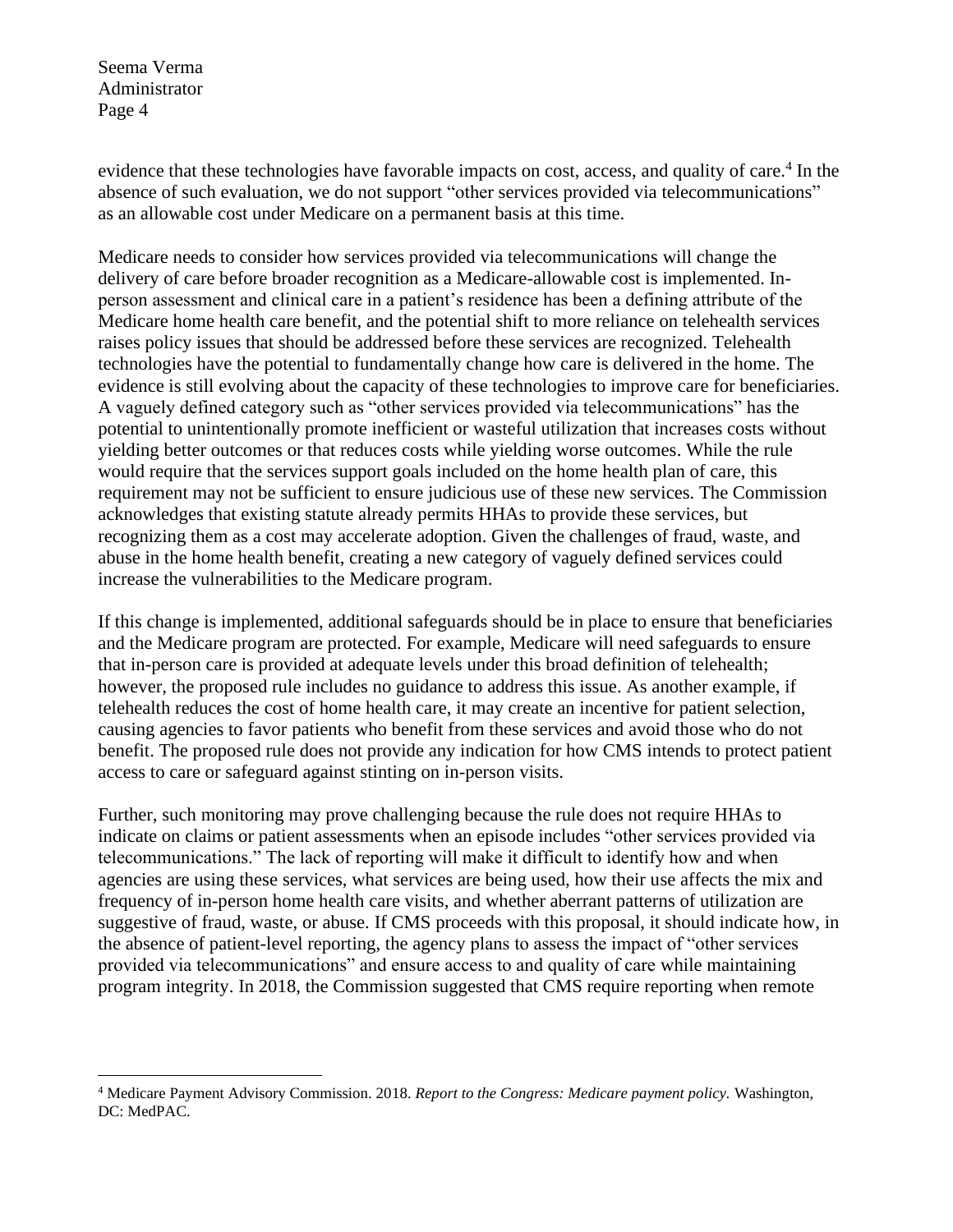evidence that these technologies have favorable impacts on cost, access, and quality of care.[4] In the absence of such evaluation, we do not support "other services provided via telecommunications" as an allowable cost under Medicare on a permanent basis at this time.

Medicare needs to consider how services provided via telecommunications will change the delivery of care before broader recognition as a Medicare-allowable cost is implemented. In-person assessment and clinical care in a patient's residence has been a defining attribute of the Medicare home health care benefit, and the potential shift to more reliance on telehealth services raises policy issues that should be addressed before these services are recognized. Telehealth technologies have the potential to fundamentally change how care is delivered in the home. The evidence is still evolving about the capacity of these technologies to improve care for beneficiaries. A vaguely defined category such as "other services provided via telecommunications" has the potential to unintentionally promote inefficient or wasteful utilization that increases costs without yielding better outcomes or that reduces costs while yielding worse outcomes. While the rule would require that the services support goals included on the home health plan of care, this requirement may not be sufficient to ensure judicious use of these new services. The Commission acknowledges that existing statute already permits HHAs to provide these services, but recognizing them as a cost may accelerate adoption. Given the challenges of fraud, waste, and abuse in the home health benefit, creating a new category of vaguely defined services could increase the vulnerabilities to the Medicare program.

If this change is implemented, additional safeguards should be in place to ensure that beneficiaries and the Medicare program are protected. For example, Medicare will need safeguards to ensure that in-person care is provided at adequate levels under this broad definition of telehealth; however, the proposed rule includes no guidance to address this issue. As another example, if telehealth reduces the cost of home health care, it may create an incentive for patient selection, causing agencies to favor patients who benefit from these services and avoid those who do not benefit. The proposed rule does not provide any indication for how CMS intends to protect patient access to care or safeguard against stinting on in-person visits.

Further, such monitoring may prove challenging because the rule does not require HHAs to indicate on claims or patient assessments when an episode includes "other services provided via telecommunications." The lack of reporting will make it difficult to identify how and when agencies are using these services, what services are being used, how their use affects the mix and frequency of in-person home health care visits, and whether aberrant patterns of utilization are suggestive of fraud, waste, or abuse. If CMS proceeds with this proposal, it should indicate how, in the absence of patient-level reporting, the agency plans to assess the impact of "other services provided via telecommunications" and ensure access to and quality of care while maintaining program integrity. In 2018, the Commission suggested that CMS require reporting when remote

---

[4] Medicare Payment Advisory Commission. 2018. *Report to the Congress: Medicare payment policy.* Washington, DC: MedPAC.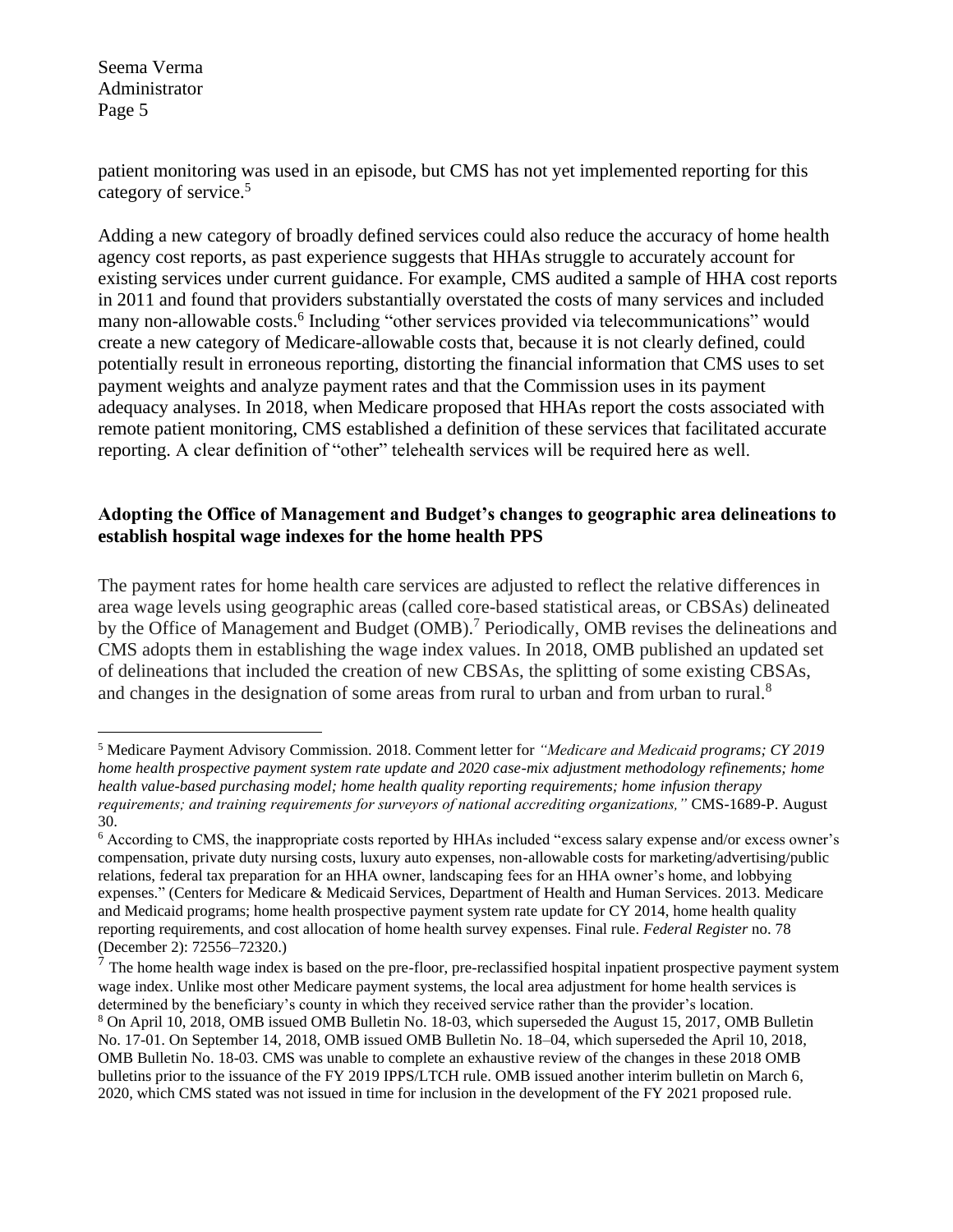patient monitoring was used in an episode, but CMS has not yet implemented reporting for this category of service.[5]

Adding a new category of broadly defined services could also reduce the accuracy of home health agency cost reports, as past experience suggests that HHAs struggle to accurately account for existing services under current guidance. For example, CMS audited a sample of HHA cost reports in 2011 and found that providers substantially overstated the costs of many services and included many non-allowable costs.[6] Including "other services provided via telecommunications" would create a new category of Medicare-allowable costs that, because it is not clearly defined, could potentially result in erroneous reporting, distorting the financial information that CMS uses to set payment weights and analyze payment rates and that the Commission uses in its payment adequacy analyses. In 2018, when Medicare proposed that HHAs report the costs associated with remote patient monitoring, CMS established a definition of these services that facilitated accurate reporting. A clear definition of "other" telehealth services will be required here as well.

**Adopting the Office of Management and Budget's changes to geographic area delineations to establish hospital wage indexes for the home health PPS**

The payment rates for home health care services are adjusted to reflect the relative differences in area wage levels using geographic areas (called core-based statistical areas, or CBSAs) delineated by the Office of Management and Budget (OMB).[7] Periodically, OMB revises the delineations and CMS adopts them in establishing the wage index values. In 2018, OMB published an updated set of delineations that included the creation of new CBSAs, the splitting of some existing CBSAs, and changes in the designation of some areas from rural to urban and from urban to rural.[8]

---

[5] Medicare Payment Advisory Commission. 2018. Comment letter for *"Medicare and Medicaid programs; CY 2019 home health prospective payment system rate update and 2020 case-mix adjustment methodology refinements; home health value-based purchasing model; home health quality reporting requirements; home infusion therapy requirements; and training requirements for surveyors of national accrediting organizations,"* CMS-1689-P. August 30.

[6] According to CMS, the inappropriate costs reported by HHAs included "excess salary expense and/or excess owner's compensation, private duty nursing costs, luxury auto expenses, non-allowable costs for marketing/advertising/public relations, federal tax preparation for an HHA owner, landscaping fees for an HHA owner's home, and lobbying expenses." (Centers for Medicare & Medicaid Services, Department of Health and Human Services. 2013. Medicare and Medicaid programs; home health prospective payment system rate update for CY 2014, home health quality reporting requirements, and cost allocation of home health survey expenses. Final rule. *Federal Register* no. 78 (December 2): 72556–72320.)

[7] The home health wage index is based on the pre-floor, pre-reclassified hospital inpatient prospective payment system wage index. Unlike most other Medicare payment systems, the local area adjustment for home health services is determined by the beneficiary's county in which they received service rather than the provider's location.

[8] On April 10, 2018, OMB issued OMB Bulletin No. 18-03, which superseded the August 15, 2017, OMB Bulletin No. 17-01. On September 14, 2018, OMB issued OMB Bulletin No. 18–04, which superseded the April 10, 2018, OMB Bulletin No. 18-03. CMS was unable to complete an exhaustive review of the changes in these 2018 OMB bulletins prior to the issuance of the FY 2019 IPPS/LTCH rule. OMB issued another interim bulletin on March 6, 2020, which CMS stated was not issued in time for inclusion in the development of the FY 2021 proposed rule.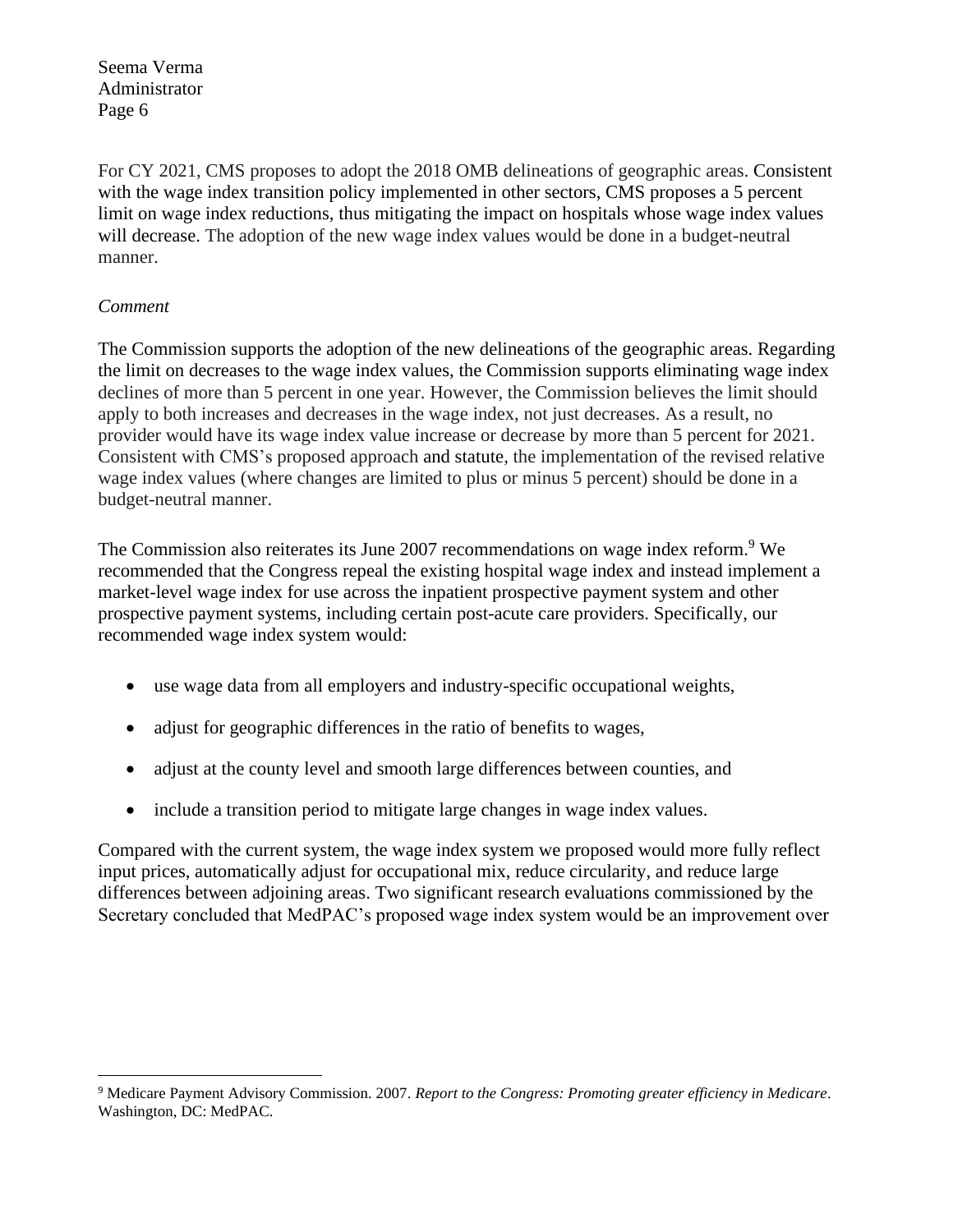For CY 2021, CMS proposes to adopt the 2018 OMB delineations of geographic areas. Consistent with the wage index transition policy implemented in other sectors, CMS proposes a 5 percent limit on wage index reductions, thus mitigating the impact on hospitals whose wage index values will decrease. The adoption of the new wage index values would be done in a budget-neutral manner.

*Comment*

The Commission supports the adoption of the new delineations of the geographic areas. Regarding the limit on decreases to the wage index values, the Commission supports eliminating wage index declines of more than 5 percent in one year. However, the Commission believes the limit should apply to both increases and decreases in the wage index, not just decreases. As a result, no provider would have its wage index value increase or decrease by more than 5 percent for 2021. Consistent with CMS's proposed approach and statute, the implementation of the revised relative wage index values (where changes are limited to plus or minus 5 percent) should be done in a budget-neutral manner.

The Commission also reiterates its June 2007 recommendations on wage index reform.[9] We recommended that the Congress repeal the existing hospital wage index and instead implement a market-level wage index for use across the inpatient prospective payment system and other prospective payment systems, including certain post-acute care providers. Specifically, our recommended wage index system would:

- use wage data from all employers and industry-specific occupational weights,
- adjust for geographic differences in the ratio of benefits to wages,
- adjust at the county level and smooth large differences between counties, and
- include a transition period to mitigate large changes in wage index values.

Compared with the current system, the wage index system we proposed would more fully reflect input prices, automatically adjust for occupational mix, reduce circularity, and reduce large differences between adjoining areas. Two significant research evaluations commissioned by the Secretary concluded that MedPAC's proposed wage index system would be an improvement over

---

[9] Medicare Payment Advisory Commission. 2007. *Report to the Congress: Promoting greater efficiency in Medicare*. Washington, DC: MedPAC.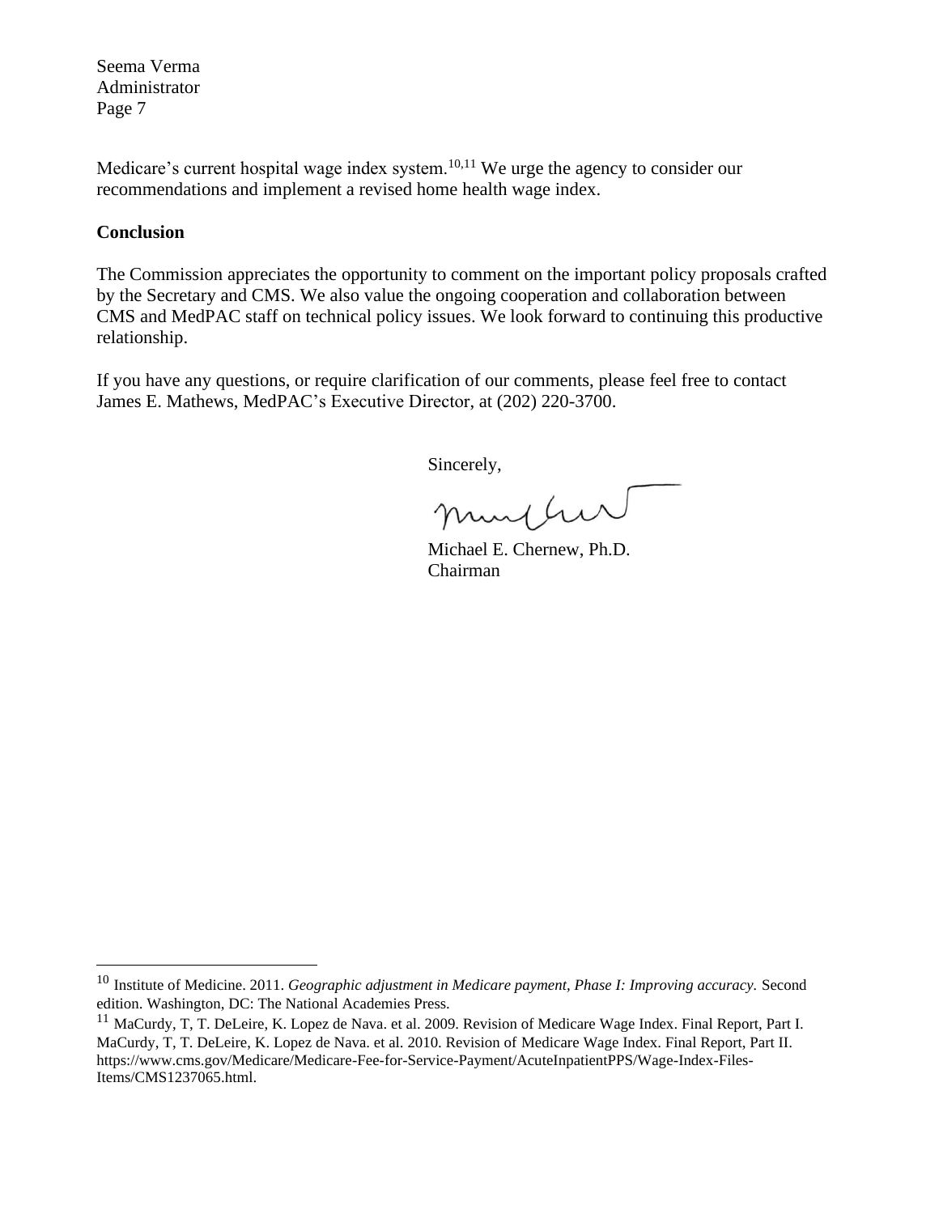Medicare's current hospital wage index system.[10,11] We urge the agency to consider our recommendations and implement a revised home health wage index.

**Conclusion**

The Commission appreciates the opportunity to comment on the important policy proposals crafted by the Secretary and CMS. We also value the ongoing cooperation and collaboration between CMS and MedPAC staff on technical policy issues. We look forward to continuing this productive relationship.

If you have any questions, or require clarification of our comments, please feel free to contact James E. Mathews, MedPAC's Executive Director, at (202) 220-3700.

Sincerely,

Michael E. Chernew, Ph.D.
Chairman

---

[10] Institute of Medicine. 2011. *Geographic adjustment in Medicare payment, Phase I: Improving accuracy.* Second edition. Washington, DC: The National Academies Press.

[11] MaCurdy, T, T. DeLeire, K. Lopez de Nava. et al. 2009. Revision of Medicare Wage Index. Final Report, Part I. MaCurdy, T, T. DeLeire, K. Lopez de Nava. et al. 2010. Revision of Medicare Wage Index. Final Report, Part II. https://www.cms.gov/Medicare/Medicare-Fee-for-Service-Payment/AcuteInpatientPPS/Wage-Index-Files-Items/CMS1237065.html.